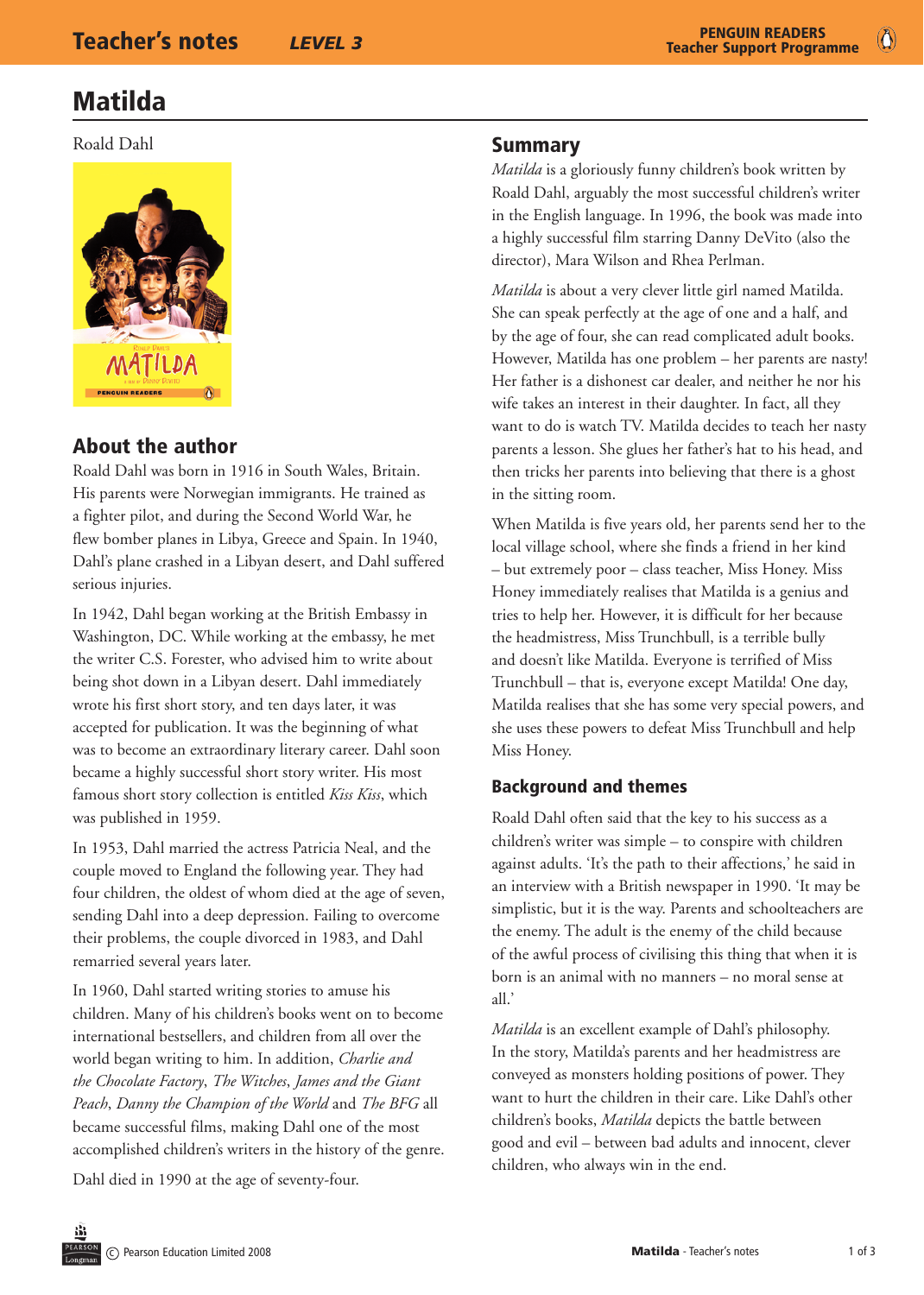# Matilda

Roald Dahl

## About the author

Roald Dahl was born in 1916 in South Wales, Britain. His parents were Norwegian immigrants. He trained as a fighter pilot, and during the Second World War, he flew bomber planes in Libya, Greece and Spain. In 1940, Dahl's plane crashed in a Libyan desert, and Dahl suffered serious injuries.

In 1942, Dahl began working at the British Embassy in Washington, DC. While working at the embassy, he met the writer C.S. Forester, who advised him to write about being shot down in a Libyan desert. Dahl immediately wrote his first short story, and ten days later, it was accepted for publication. It was the beginning of what was to become an extraordinary literary career. Dahl soon became a highly successful short story writer. His most famous short story collection is entitled *Kiss Kiss*, which was published in 1959.

In 1953, Dahl married the actress Patricia Neal, and the couple moved to England the following year. They had four children, the oldest of whom died at the age of seven, sending Dahl into a deep depression. Failing to overcome their problems, the couple divorced in 1983, and Dahl remarried several years later.

In 1960, Dahl started writing stories to amuse his children. Many of his children's books went on to become international bestsellers, and children from all over the world began writing to him. In addition, *Charlie and the Chocolate Factory*, *The Witches*, *James and the Giant Peach*, *Danny the Champion of the World* and *The BFG* all became successful films, making Dahl one of the most accomplished children's writers in the history of the genre.

Dahl died in 1990 at the age of seventy-four.

## Summary

*Matilda* is a gloriously funny children's book written by Roald Dahl, arguably the most successful children's writer in the English language. In 1996, the book was made into a highly successful film starring Danny DeVito (also the director), Mara Wilson and Rhea Perlman.

*Matilda* is about a very clever little girl named Matilda. She can speak perfectly at the age of one and a half, and by the age of four, she can read complicated adult books. However, Matilda has one problem – her parents are nasty! Her father is a dishonest car dealer, and neither he nor his wife takes an interest in their daughter. In fact, all they want to do is watch TV. Matilda decides to teach her nasty parents a lesson. She glues her father's hat to his head, and then tricks her parents into believing that there is a ghost in the sitting room.

When Matilda is five years old, her parents send her to the local village school, where she finds a friend in her kind – but extremely poor – class teacher, Miss Honey. Miss Honey immediately realises that Matilda is a genius and tries to help her. However, it is difficult for her because the headmistress, Miss Trunchbull, is a terrible bully and doesn't like Matilda. Everyone is terrified of Miss Trunchbull – that is, everyone except Matilda! One day, Matilda realises that she has some very special powers, and she uses these powers to defeat Miss Trunchbull and help Miss Honey.

## Background and themes

Roald Dahl often said that the key to his success as a children's writer was simple – to conspire with children against adults. 'It's the path to their affections,' he said in an interview with a British newspaper in 1990. 'It may be simplistic, but it is the way. Parents and schoolteachers are the enemy. The adult is the enemy of the child because of the awful process of civilising this thing that when it is born is an animal with no manners – no moral sense at all.'

*Matilda* is an excellent example of Dahl's philosophy. In the story, Matilda's parents and her headmistress are conveyed as monsters holding positions of power. They want to hurt the children in their care. Like Dahl's other children's books, *Matilda* depicts the battle between good and evil – between bad adults and innocent, clever children, who always win in the end.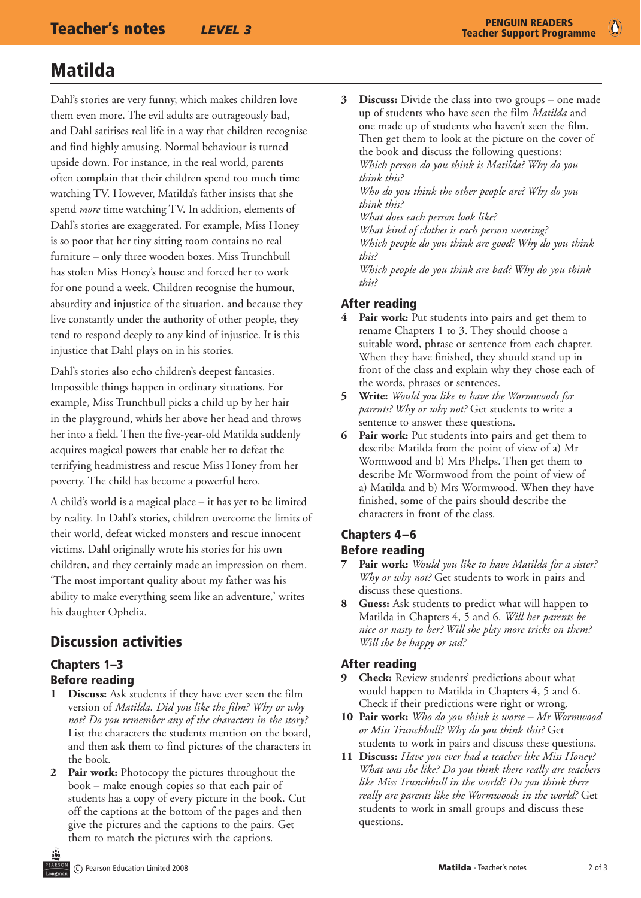# Matilda

Dahl's stories are very funny, which makes children love them even more. The evil adults are outrageously bad, and Dahl satirises real life in a way that children recognise and find highly amusing. Normal behaviour is turned upside down. For instance, in the real world, parents often complain that their children spend too much time watching TV. However, Matilda's father insists that she spend *more* time watching TV. In addition, elements of Dahl's stories are exaggerated. For example, Miss Honey is so poor that her tiny sitting room contains no real furniture – only three wooden boxes. Miss Trunchbull has stolen Miss Honey's house and forced her to work for one pound a week. Children recognise the humour, absurdity and injustice of the situation, and because they live constantly under the authority of other people, they tend to respond deeply to any kind of injustice. It is this injustice that Dahl plays on in his stories.

Dahl's stories also echo children's deepest fantasies. Impossible things happen in ordinary situations. For example, Miss Trunchbull picks a child up by her hair in the playground, whirls her above her head and throws her into a field. Then the five-year-old Matilda suddenly acquires magical powers that enable her to defeat the terrifying headmistress and rescue Miss Honey from her poverty. The child has become a powerful hero.

A child's world is a magical place – it has yet to be limited by reality. In Dahl's stories, children overcome the limits of their world, defeat wicked monsters and rescue innocent victims. Dahl originally wrote his stories for his own children, and they certainly made an impression on them. 'The most important quality about my father was his ability to make everything seem like an adventure,' writes his daughter Ophelia.

## Discussion activities

### Chapters 1–3

### Before reading

1 **Discuss:** Ask students if they have ever seen the film version of *Matilda*. *Did you like the film? Why or why not? Do you remember any of the characters in the story?* List the characters the students mention on the board, and then ask them to find pictures of the characters in the book.

2 **Pair work:** Photocopy the pictures throughout the book – make enough copies so that each pair of students has a copy of every picture in the book. Cut off the captions at the bottom of the pages and then give the pictures and the captions to the pairs. Get them to match the pictures with the captions.

3 **Discuss:** Divide the class into two groups – one made up of students who have seen the film *Matilda* and one made up of students who haven't seen the film. Then get them to look at the picture on the cover of the book and discuss the following questions:
*Which person do you think is Matilda? Why do you think this?*
*Who do you think the other people are? Why do you think this?*
*What does each person look like?*
*What kind of clothes is each person wearing?*
*Which people do you think are good? Why do you think this?*
*Which people do you think are bad? Why do you think this?*

### After reading

4 **Pair work:** Put students into pairs and get them to rename Chapters 1 to 3. They should choose a suitable word, phrase or sentence from each chapter. When they have finished, they should stand up in front of the class and explain why they chose each of the words, phrases or sentences.

5 **Write:** *Would you like to have the Wormwoods for parents? Why or why not?* Get students to write a sentence to answer these questions.

6 **Pair work:** Put students into pairs and get them to describe Matilda from the point of view of a) Mr Wormwood and b) Mrs Phelps. Then get them to describe Mr Wormwood from the point of view of a) Matilda and b) Mrs Wormwood. When they have finished, some of the pairs should describe the characters in front of the class.

### Chapters 4–6

### Before reading

7 **Pair work:** *Would you like to have Matilda for a sister? Why or why not?* Get students to work in pairs and discuss these questions.

8 **Guess:** Ask students to predict what will happen to Matilda in Chapters 4, 5 and 6. *Will her parents be nice or nasty to her? Will she play more tricks on them? Will she be happy or sad?*

### After reading

9 **Check:** Review students' predictions about what would happen to Matilda in Chapters 4, 5 and 6. Check if their predictions were right or wrong.

10 **Pair work:** *Who do you think is worse – Mr Wormwood or Miss Trunchbull? Why do you think this?* Get students to work in pairs and discuss these questions.

11 **Discuss:** *Have you ever had a teacher like Miss Honey? What was she like? Do you think there really are teachers like Miss Trunchbull in the world? Do you think there really are parents like the Wormwoods in the world?* Get students to work in small groups and discuss these questions.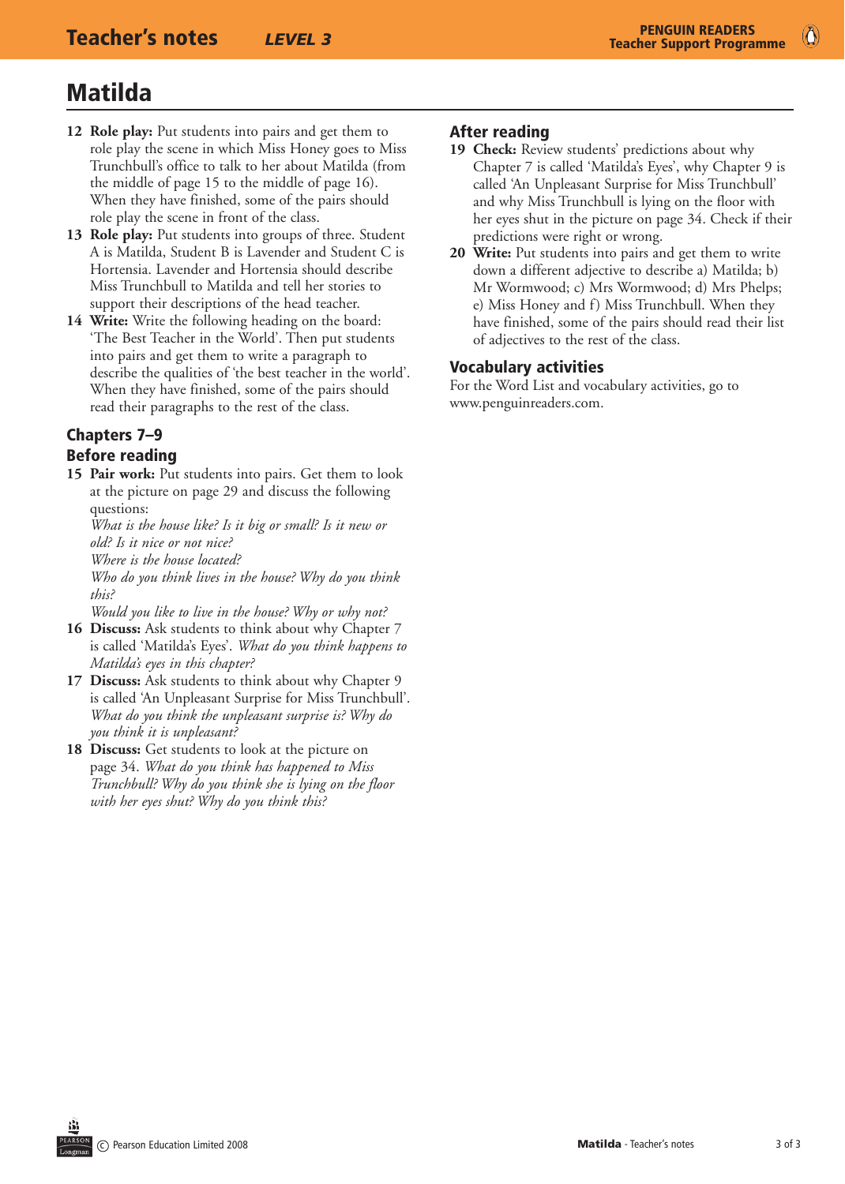# Matilda

12 **Role play:** Put students into pairs and get them to role play the scene in which Miss Honey goes to Miss Trunchbull's office to talk to her about Matilda (from the middle of page 15 to the middle of page 16). When they have finished, some of the pairs should role play the scene in front of the class.

13 **Role play:** Put students into groups of three. Student A is Matilda, Student B is Lavender and Student C is Hortensia. Lavender and Hortensia should describe Miss Trunchbull to Matilda and tell her stories to support their descriptions of the head teacher.

14 **Write:** Write the following heading on the board: 'The Best Teacher in the World'. Then put students into pairs and get them to write a paragraph to describe the qualities of 'the best teacher in the world'. When they have finished, some of the pairs should read their paragraphs to the rest of the class.

## Chapters 7–9

### Before reading

15 **Pair work:** Put students into pairs. Get them to look at the picture on page 29 and discuss the following questions:
*What is the house like? Is it big or small? Is it new or old? Is it nice or not nice?*
*Where is the house located?*
*Who do you think lives in the house? Why do you think this?*
*Would you like to live in the house? Why or why not?*

16 **Discuss:** Ask students to think about why Chapter 7 is called 'Matilda's Eyes'. *What do you think happens to Matilda's eyes in this chapter?*

17 **Discuss:** Ask students to think about why Chapter 9 is called 'An Unpleasant Surprise for Miss Trunchbull'. *What do you think the unpleasant surprise is? Why do you think it is unpleasant?*

18 **Discuss:** Get students to look at the picture on page 34. *What do you think has happened to Miss Trunchbull? Why do you think she is lying on the floor with her eyes shut? Why do you think this?*

### After reading

19 **Check:** Review students' predictions about why Chapter 7 is called 'Matilda's Eyes', why Chapter 9 is called 'An Unpleasant Surprise for Miss Trunchbull' and why Miss Trunchbull is lying on the floor with her eyes shut in the picture on page 34. Check if their predictions were right or wrong.

20 **Write:** Put students into pairs and get them to write down a different adjective to describe a) Matilda; b) Mr Wormwood; c) Mrs Wormwood; d) Mrs Phelps; e) Miss Honey and f) Miss Trunchbull. When they have finished, some of the pairs should read their list of adjectives to the rest of the class.

## Vocabulary activities

For the Word List and vocabulary activities, go to www.penguinreaders.com.

© Pearson Education Limited 2008